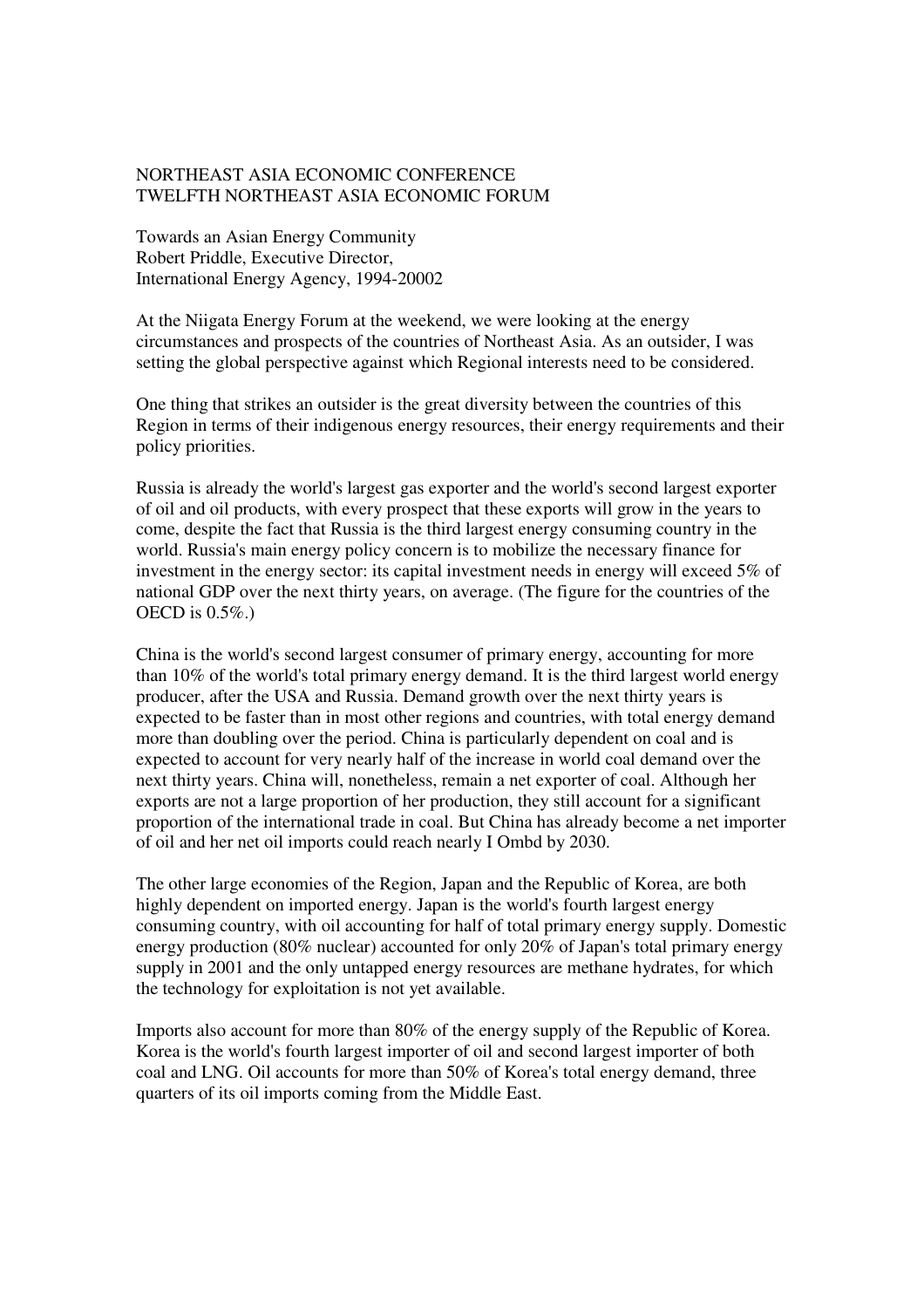NORTHEAST ASIA ECONOMIC CONFERENCE
TWELFTH NORTHEAST ASIA ECONOMIC FORUM

Towards an Asian Energy Community
Robert Priddle, Executive Director,
International Energy Agency, 1994-20002

At the Niigata Energy Forum at the weekend, we were looking at the energy circumstances and prospects of the countries of Northeast Asia. As an outsider, I was setting the global perspective against which Regional interests need to be considered.

One thing that strikes an outsider is the great diversity between the countries of this Region in terms of their indigenous energy resources, their energy requirements and their policy priorities.

Russia is already the world's largest gas exporter and the world's second largest exporter of oil and oil products, with every prospect that these exports will grow in the years to come, despite the fact that Russia is the third largest energy consuming country in the world. Russia's main energy policy concern is to mobilize the necessary finance for investment in the energy sector: its capital investment needs in energy will exceed 5% of national GDP over the next thirty years, on average. (The figure for the countries of the OECD is 0.5%.)

China is the world's second largest consumer of primary energy, accounting for more than 10% of the world's total primary energy demand. It is the third largest world energy producer, after the USA and Russia. Demand growth over the next thirty years is expected to be faster than in most other regions and countries, with total energy demand more than doubling over the period. China is particularly dependent on coal and is expected to account for very nearly half of the increase in world coal demand over the next thirty years. China will, nonetheless, remain a net exporter of coal. Although her exports are not a large proportion of her production, they still account for a significant proportion of the international trade in coal. But China has already become a net importer of oil and her net oil imports could reach nearly I Ombd by 2030.

The other large economies of the Region, Japan and the Republic of Korea, are both highly dependent on imported energy. Japan is the world's fourth largest energy consuming country, with oil accounting for half of total primary energy supply. Domestic energy production (80% nuclear) accounted for only 20% of Japan's total primary energy supply in 2001 and the only untapped energy resources are methane hydrates, for which the technology for exploitation is not yet available.

Imports also account for more than 80% of the energy supply of the Republic of Korea. Korea is the world's fourth largest importer of oil and second largest importer of both coal and LNG. Oil accounts for more than 50% of Korea's total energy demand, three quarters of its oil imports coming from the Middle East.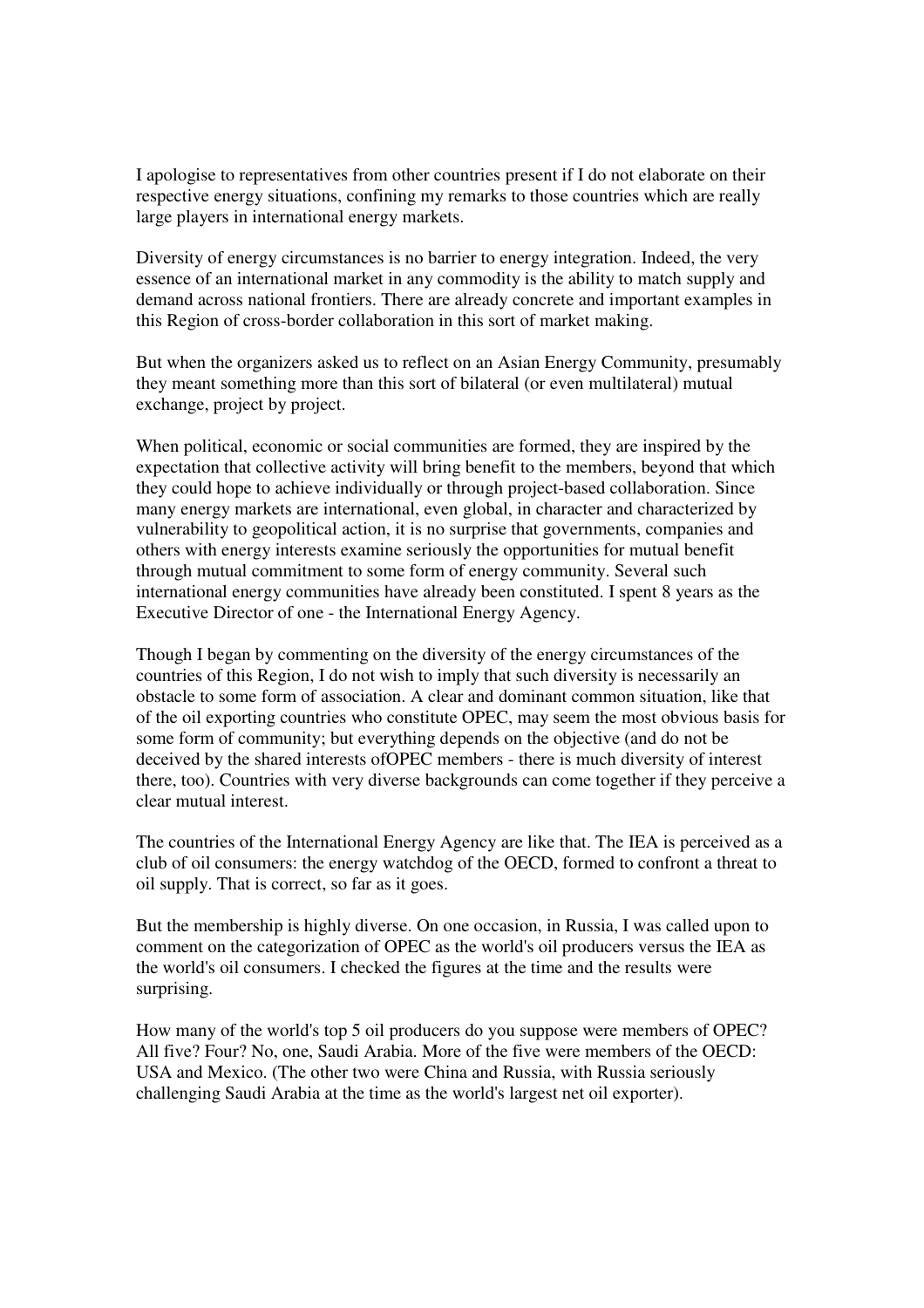I apologise to representatives from other countries present if I do not elaborate on their respective energy situations, confining my remarks to those countries which are really large players in international energy markets.

Diversity of energy circumstances is no barrier to energy integration. Indeed, the very essence of an international market in any commodity is the ability to match supply and demand across national frontiers. There are already concrete and important examples in this Region of cross-border collaboration in this sort of market making.

But when the organizers asked us to reflect on an Asian Energy Community, presumably they meant something more than this sort of bilateral (or even multilateral) mutual exchange, project by project.

When political, economic or social communities are formed, they are inspired by the expectation that collective activity will bring benefit to the members, beyond that which they could hope to achieve individually or through project-based collaboration. Since many energy markets are international, even global, in character and characterized by vulnerability to geopolitical action, it is no surprise that governments, companies and others with energy interests examine seriously the opportunities for mutual benefit through mutual commitment to some form of energy community. Several such international energy communities have already been constituted. I spent 8 years as the Executive Director of one - the International Energy Agency.

Though I began by commenting on the diversity of the energy circumstances of the countries of this Region, I do not wish to imply that such diversity is necessarily an obstacle to some form of association. A clear and dominant common situation, like that of the oil exporting countries who constitute OPEC, may seem the most obvious basis for some form of community; but everything depends on the objective (and do not be deceived by the shared interests ofOPEC members - there is much diversity of interest there, too). Countries with very diverse backgrounds can come together if they perceive a clear mutual interest.

The countries of the International Energy Agency are like that. The IEA is perceived as a club of oil consumers: the energy watchdog of the OECD, formed to confront a threat to oil supply. That is correct, so far as it goes.

But the membership is highly diverse. On one occasion, in Russia, I was called upon to comment on the categorization of OPEC as the world's oil producers versus the IEA as the world's oil consumers. I checked the figures at the time and the results were surprising.

How many of the world's top 5 oil producers do you suppose were members of OPEC? All five? Four? No, one, Saudi Arabia. More of the five were members of the OECD: USA and Mexico. (The other two were China and Russia, with Russia seriously challenging Saudi Arabia at the time as the world's largest net oil exporter).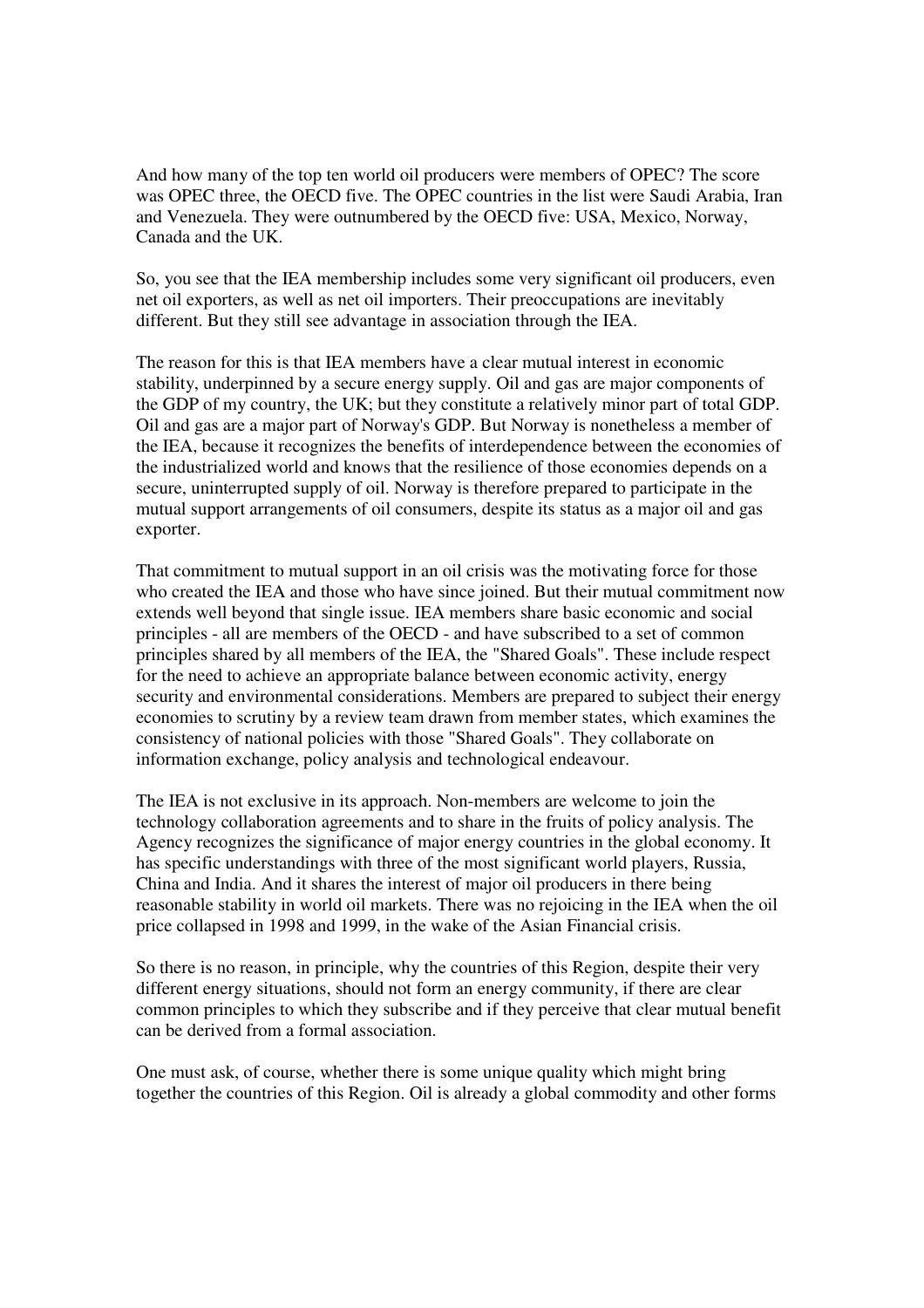And how many of the top ten world oil producers were members of OPEC? The score was OPEC three, the OECD five. The OPEC countries in the list were Saudi Arabia, Iran and Venezuela. They were outnumbered by the OECD five: USA, Mexico, Norway, Canada and the UK.

So, you see that the IEA membership includes some very significant oil producers, even net oil exporters, as well as net oil importers. Their preoccupations are inevitably different. But they still see advantage in association through the IEA.

The reason for this is that IEA members have a clear mutual interest in economic stability, underpinned by a secure energy supply. Oil and gas are major components of the GDP of my country, the UK; but they constitute a relatively minor part of total GDP. Oil and gas are a major part of Norway's GDP. But Norway is nonetheless a member of the IEA, because it recognizes the benefits of interdependence between the economies of the industrialized world and knows that the resilience of those economies depends on a secure, uninterrupted supply of oil. Norway is therefore prepared to participate in the mutual support arrangements of oil consumers, despite its status as a major oil and gas exporter.

That commitment to mutual support in an oil crisis was the motivating force for those who created the IEA and those who have since joined. But their mutual commitment now extends well beyond that single issue. IEA members share basic economic and social principles - all are members of the OECD - and have subscribed to a set of common principles shared by all members of the IEA, the "Shared Goals". These include respect for the need to achieve an appropriate balance between economic activity, energy security and environmental considerations. Members are prepared to subject their energy economies to scrutiny by a review team drawn from member states, which examines the consistency of national policies with those "Shared Goals". They collaborate on information exchange, policy analysis and technological endeavour.

The IEA is not exclusive in its approach. Non-members are welcome to join the technology collaboration agreements and to share in the fruits of policy analysis. The Agency recognizes the significance of major energy countries in the global economy. It has specific understandings with three of the most significant world players, Russia, China and India. And it shares the interest of major oil producers in there being reasonable stability in world oil markets. There was no rejoicing in the IEA when the oil price collapsed in 1998 and 1999, in the wake of the Asian Financial crisis.

So there is no reason, in principle, why the countries of this Region, despite their very different energy situations, should not form an energy community, if there are clear common principles to which they subscribe and if they perceive that clear mutual benefit can be derived from a formal association.

One must ask, of course, whether there is some unique quality which might bring together the countries of this Region. Oil is already a global commodity and other forms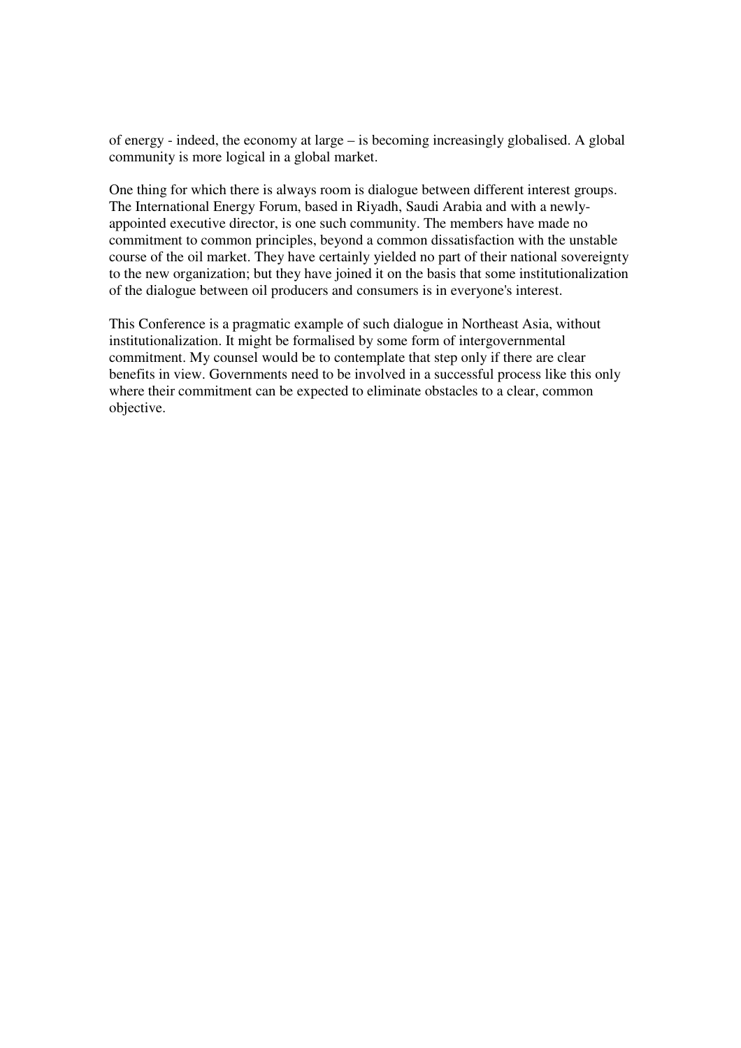of energy - indeed, the economy at large – is becoming increasingly globalised. A global community is more logical in a global market.

One thing for which there is always room is dialogue between different interest groups. The International Energy Forum, based in Riyadh, Saudi Arabia and with a newly-appointed executive director, is one such community. The members have made no commitment to common principles, beyond a common dissatisfaction with the unstable course of the oil market. They have certainly yielded no part of their national sovereignty to the new organization; but they have joined it on the basis that some institutionalization of the dialogue between oil producers and consumers is in everyone's interest.

This Conference is a pragmatic example of such dialogue in Northeast Asia, without institutionalization. It might be formalised by some form of intergovernmental commitment. My counsel would be to contemplate that step only if there are clear benefits in view. Governments need to be involved in a successful process like this only where their commitment can be expected to eliminate obstacles to a clear, common objective.